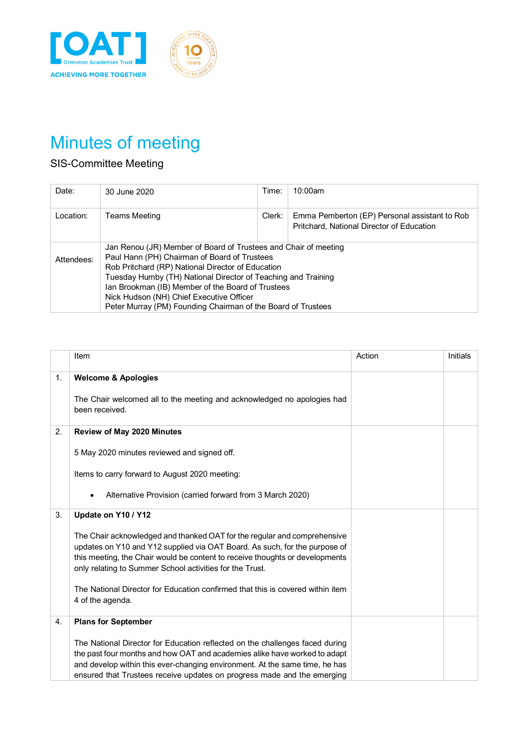[OAT] Ormiston Academies Trust
ACHIEVING MORE TOGETHER

# Minutes of meeting

SIS-Committee Meeting

| Date: | 30 June 2020 | Time: | 10:00am |
|---|---|---|---|
| Location: | Teams Meeting | Clerk: | Emma Pemberton (EP) Personal assistant to Rob Pritchard, National Director of Education |
| Attendees: | Jan Renou (JR) Member of Board of Trustees and Chair of meeting<br>Paul Hann (PH) Chairman of Board of Trustees<br>Rob Pritchard (RP) National Director of Education<br>Tuesday Humby (TH) National Director of Teaching and Training<br>Ian Brookman (IB) Member of the Board of Trustees<br>Nick Hudson (NH) Chief Executive Officer<br>Peter Murray (PM) Founding Chairman of the Board of Trustees | | |

| | Item | Action | Initials |
|---|---|---|---|
| 1. | **Welcome & Apologies**<br><br>The Chair welcomed all to the meeting and acknowledged no apologies had been received. | | |
| 2. | **Review of May 2020 Minutes**<br><br>5 May 2020 minutes reviewed and signed off.<br><br>Items to carry forward to August 2020 meeting:<br><br>• Alternative Provision (carried forward from 3 March 2020) | | |
| 3. | **Update on Y10 / Y12**<br><br>The Chair acknowledged and thanked OAT for the regular and comprehensive updates on Y10 and Y12 supplied via OAT Board. As such, for the purpose of this meeting, the Chair would be content to receive thoughts or developments only relating to Summer School activities for the Trust.<br><br>The National Director for Education confirmed that this is covered within item 4 of the agenda. | | |
| 4. | **Plans for September**<br><br>The National Director for Education reflected on the challenges faced during the past four months and how OAT and academies alike have worked to adapt and develop within this ever-changing environment. At the same time, he has ensured that Trustees receive updates on progress made and the emerging | | |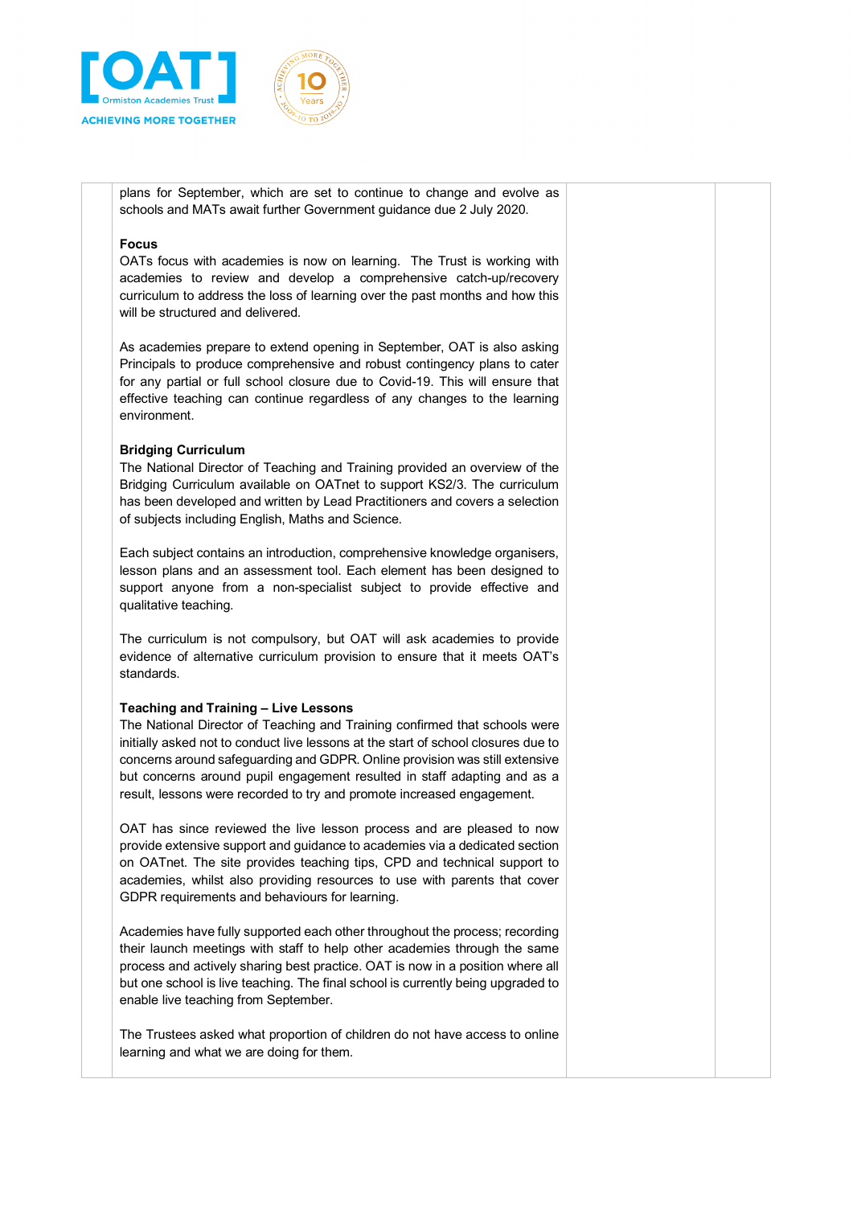plans for September, which are set to continue to change and evolve as schools and MATs await further Government guidance due 2 July 2020.

**Focus**

OATs focus with academies is now on learning. The Trust is working with academies to review and develop a comprehensive catch-up/recovery curriculum to address the loss of learning over the past months and how this will be structured and delivered.

As academies prepare to extend opening in September, OAT is also asking Principals to produce comprehensive and robust contingency plans to cater for any partial or full school closure due to Covid-19. This will ensure that effective teaching can continue regardless of any changes to the learning environment.

**Bridging Curriculum**

The National Director of Teaching and Training provided an overview of the Bridging Curriculum available on OATnet to support KS2/3. The curriculum has been developed and written by Lead Practitioners and covers a selection of subjects including English, Maths and Science.

Each subject contains an introduction, comprehensive knowledge organisers, lesson plans and an assessment tool. Each element has been designed to support anyone from a non-specialist subject to provide effective and qualitative teaching.

The curriculum is not compulsory, but OAT will ask academies to provide evidence of alternative curriculum provision to ensure that it meets OAT's standards.

**Teaching and Training – Live Lessons**

The National Director of Teaching and Training confirmed that schools were initially asked not to conduct live lessons at the start of school closures due to concerns around safeguarding and GDPR. Online provision was still extensive but concerns around pupil engagement resulted in staff adapting and as a result, lessons were recorded to try and promote increased engagement.

OAT has since reviewed the live lesson process and are pleased to now provide extensive support and guidance to academies via a dedicated section on OATnet. The site provides teaching tips, CPD and technical support to academies, whilst also providing resources to use with parents that cover GDPR requirements and behaviours for learning.

Academies have fully supported each other throughout the process; recording their launch meetings with staff to help other academies through the same process and actively sharing best practice. OAT is now in a position where all but one school is live teaching. The final school is currently being upgraded to enable live teaching from September.

The Trustees asked what proportion of children do not have access to online learning and what we are doing for them.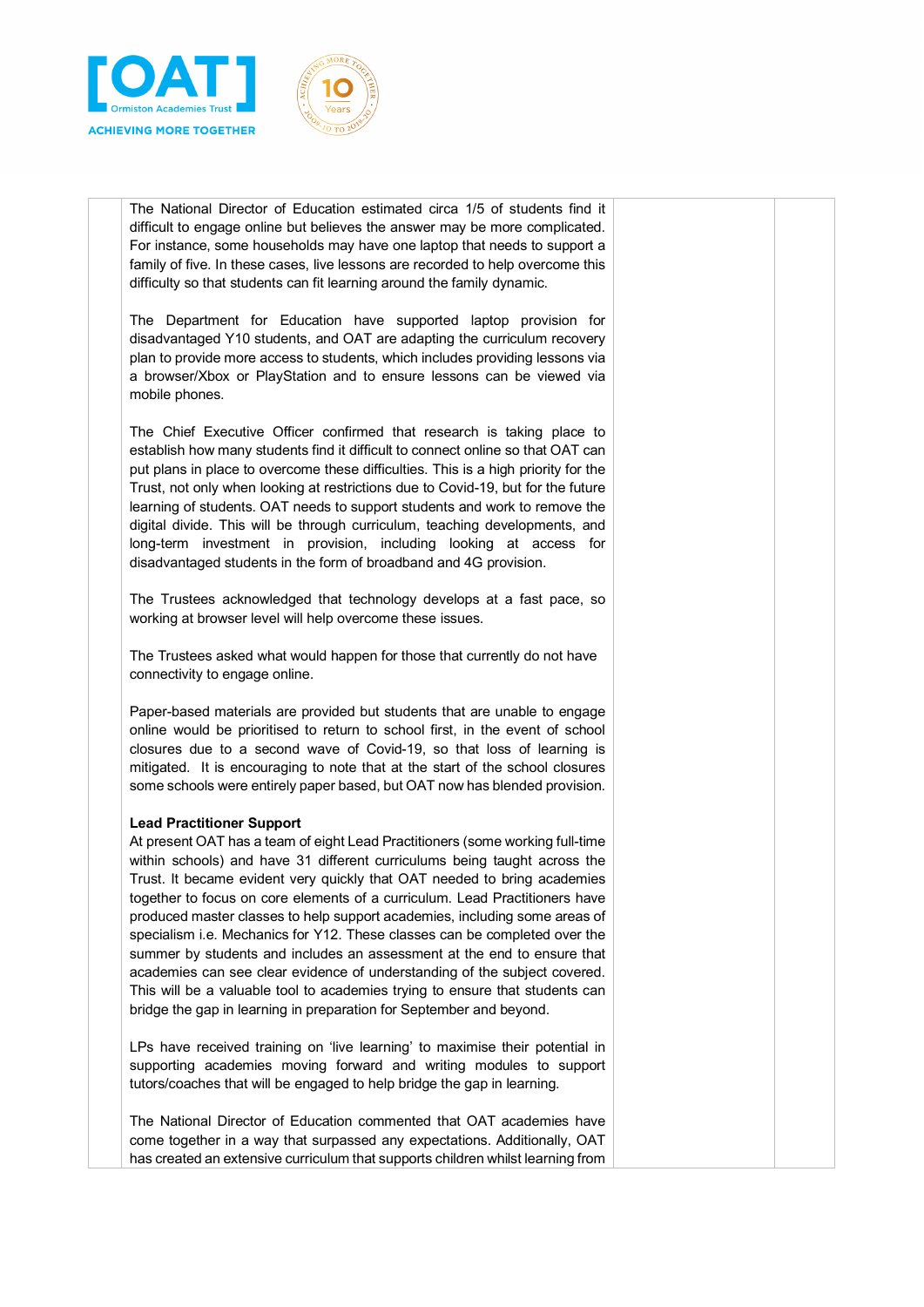The National Director of Education estimated circa 1/5 of students find it difficult to engage online but believes the answer may be more complicated. For instance, some households may have one laptop that needs to support a family of five. In these cases, live lessons are recorded to help overcome this difficulty so that students can fit learning around the family dynamic.

The Department for Education have supported laptop provision for disadvantaged Y10 students, and OAT are adapting the curriculum recovery plan to provide more access to students, which includes providing lessons via a browser/Xbox or PlayStation and to ensure lessons can be viewed via mobile phones.

The Chief Executive Officer confirmed that research is taking place to establish how many students find it difficult to connect online so that OAT can put plans in place to overcome these difficulties. This is a high priority for the Trust, not only when looking at restrictions due to Covid-19, but for the future learning of students. OAT needs to support students and work to remove the digital divide. This will be through curriculum, teaching developments, and long-term investment in provision, including looking at access for disadvantaged students in the form of broadband and 4G provision.

The Trustees acknowledged that technology develops at a fast pace, so working at browser level will help overcome these issues.

The Trustees asked what would happen for those that currently do not have connectivity to engage online.

Paper-based materials are provided but students that are unable to engage online would be prioritised to return to school first, in the event of school closures due to a second wave of Covid-19, so that loss of learning is mitigated. It is encouraging to note that at the start of the school closures some schools were entirely paper based, but OAT now has blended provision.

**Lead Practitioner Support**

At present OAT has a team of eight Lead Practitioners (some working full-time within schools) and have 31 different curriculums being taught across the Trust. It became evident very quickly that OAT needed to bring academies together to focus on core elements of a curriculum. Lead Practitioners have produced master classes to help support academies, including some areas of specialism i.e. Mechanics for Y12. These classes can be completed over the summer by students and includes an assessment at the end to ensure that academies can see clear evidence of understanding of the subject covered. This will be a valuable tool to academies trying to ensure that students can bridge the gap in learning in preparation for September and beyond.

LPs have received training on 'live learning' to maximise their potential in supporting academies moving forward and writing modules to support tutors/coaches that will be engaged to help bridge the gap in learning.

The National Director of Education commented that OAT academies have come together in a way that surpassed any expectations. Additionally, OAT has created an extensive curriculum that supports children whilst learning from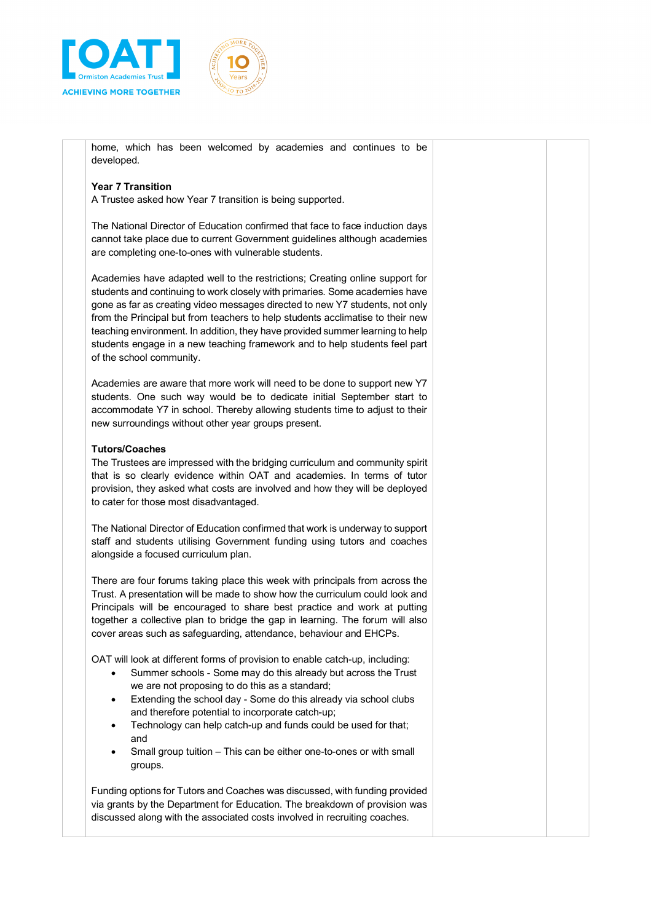home, which has been welcomed by academies and continues to be developed.

**Year 7 Transition**
A Trustee asked how Year 7 transition is being supported.

The National Director of Education confirmed that face to face induction days cannot take place due to current Government guidelines although academies are completing one-to-ones with vulnerable students.

Academies have adapted well to the restrictions; Creating online support for students and continuing to work closely with primaries. Some academies have gone as far as creating video messages directed to new Y7 students, not only from the Principal but from teachers to help students acclimatise to their new teaching environment. In addition, they have provided summer learning to help students engage in a new teaching framework and to help students feel part of the school community.

Academies are aware that more work will need to be done to support new Y7 students. One such way would be to dedicate initial September start to accommodate Y7 in school. Thereby allowing students time to adjust to their new surroundings without other year groups present.

**Tutors/Coaches**
The Trustees are impressed with the bridging curriculum and community spirit that is so clearly evidence within OAT and academies. In terms of tutor provision, they asked what costs are involved and how they will be deployed to cater for those most disadvantaged.

The National Director of Education confirmed that work is underway to support staff and students utilising Government funding using tutors and coaches alongside a focused curriculum plan.

There are four forums taking place this week with principals from across the Trust. A presentation will be made to show how the curriculum could look and Principals will be encouraged to share best practice and work at putting together a collective plan to bridge the gap in learning. The forum will also cover areas such as safeguarding, attendance, behaviour and EHCPs.

OAT will look at different forms of provision to enable catch-up, including:

- Summer schools - Some may do this already but across the Trust we are not proposing to do this as a standard;
- Extending the school day - Some do this already via school clubs and therefore potential to incorporate catch-up;
- Technology can help catch-up and funds could be used for that; and
- Small group tuition – This can be either one-to-ones or with small groups.

Funding options for Tutors and Coaches was discussed, with funding provided via grants by the Department for Education. The breakdown of provision was discussed along with the associated costs involved in recruiting coaches.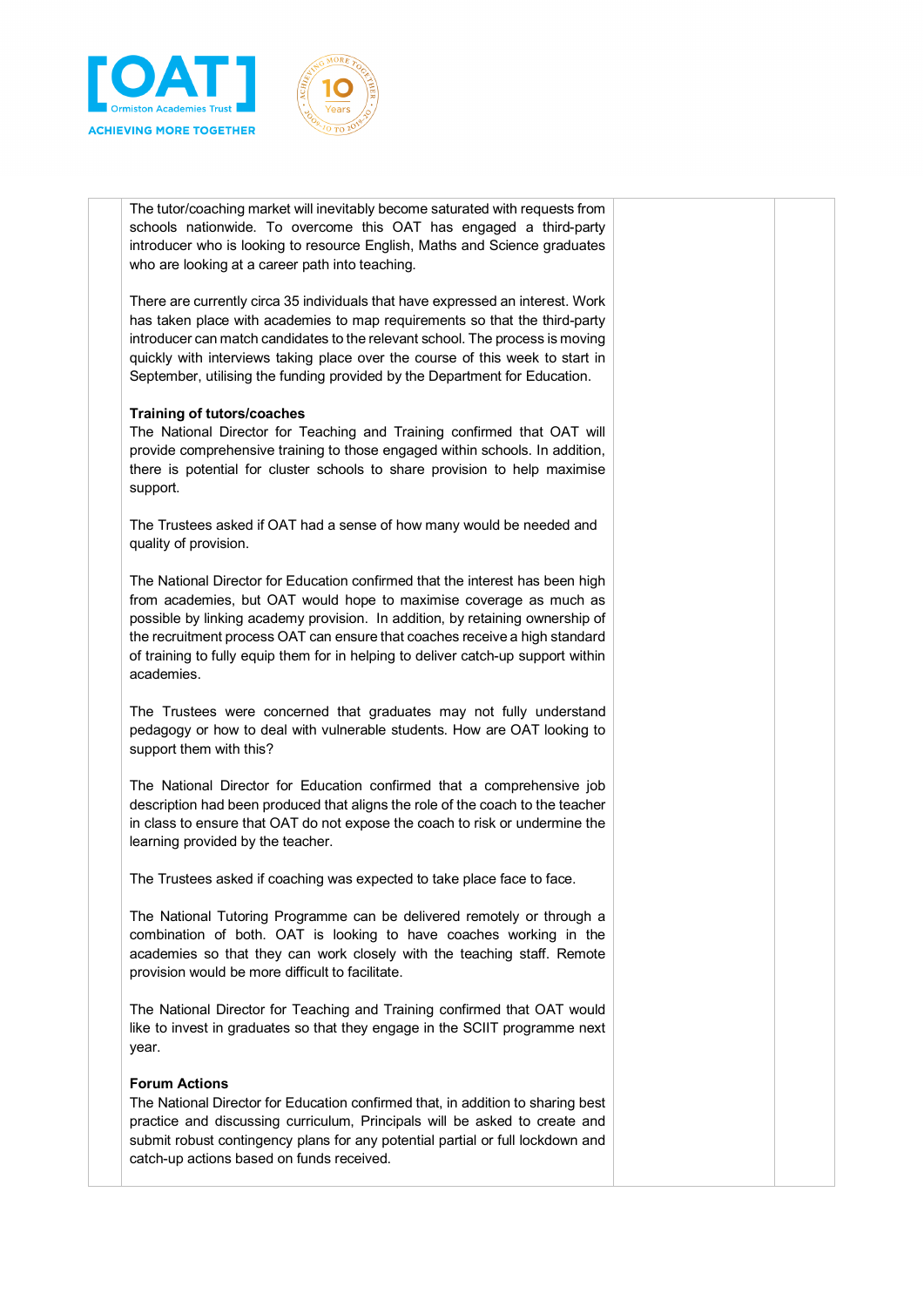The tutor/coaching market will inevitably become saturated with requests from schools nationwide. To overcome this OAT has engaged a third-party introducer who is looking to resource English, Maths and Science graduates who are looking at a career path into teaching.

There are currently circa 35 individuals that have expressed an interest. Work has taken place with academies to map requirements so that the third-party introducer can match candidates to the relevant school. The process is moving quickly with interviews taking place over the course of this week to start in September, utilising the funding provided by the Department for Education.

**Training of tutors/coaches**
The National Director for Teaching and Training confirmed that OAT will provide comprehensive training to those engaged within schools. In addition, there is potential for cluster schools to share provision to help maximise support.

The Trustees asked if OAT had a sense of how many would be needed and quality of provision.

The National Director for Education confirmed that the interest has been high from academies, but OAT would hope to maximise coverage as much as possible by linking academy provision. In addition, by retaining ownership of the recruitment process OAT can ensure that coaches receive a high standard of training to fully equip them for in helping to deliver catch-up support within academies.

The Trustees were concerned that graduates may not fully understand pedagogy or how to deal with vulnerable students. How are OAT looking to support them with this?

The National Director for Education confirmed that a comprehensive job description had been produced that aligns the role of the coach to the teacher in class to ensure that OAT do not expose the coach to risk or undermine the learning provided by the teacher.

The Trustees asked if coaching was expected to take place face to face.

The National Tutoring Programme can be delivered remotely or through a combination of both. OAT is looking to have coaches working in the academies so that they can work closely with the teaching staff. Remote provision would be more difficult to facilitate.

The National Director for Teaching and Training confirmed that OAT would like to invest in graduates so that they engage in the SCIIT programme next year.

**Forum Actions**
The National Director for Education confirmed that, in addition to sharing best practice and discussing curriculum, Principals will be asked to create and submit robust contingency plans for any potential partial or full lockdown and catch-up actions based on funds received.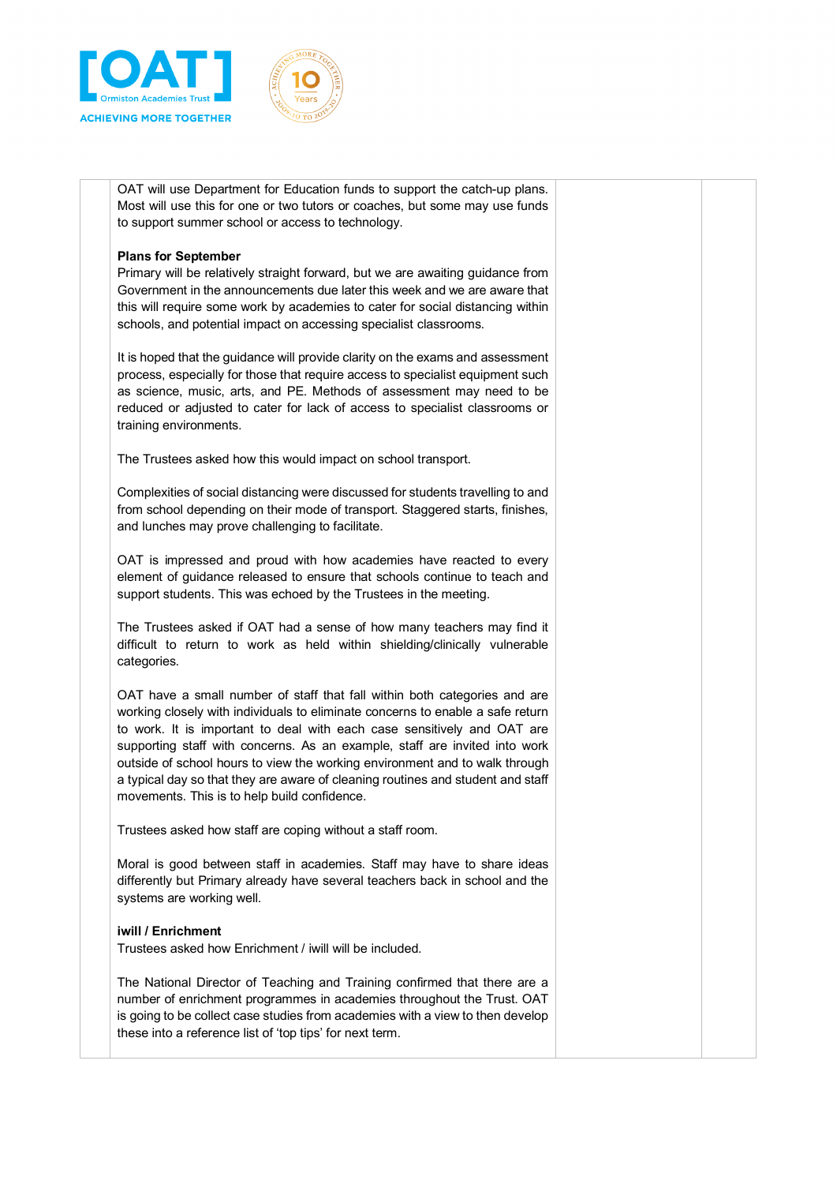OAT will use Department for Education funds to support the catch-up plans. Most will use this for one or two tutors or coaches, but some may use funds to support summer school or access to technology.

**Plans for September**

Primary will be relatively straight forward, but we are awaiting guidance from Government in the announcements due later this week and we are aware that this will require some work by academies to cater for social distancing within schools, and potential impact on accessing specialist classrooms.

It is hoped that the guidance will provide clarity on the exams and assessment process, especially for those that require access to specialist equipment such as science, music, arts, and PE. Methods of assessment may need to be reduced or adjusted to cater for lack of access to specialist classrooms or training environments.

The Trustees asked how this would impact on school transport.

Complexities of social distancing were discussed for students travelling to and from school depending on their mode of transport. Staggered starts, finishes, and lunches may prove challenging to facilitate.

OAT is impressed and proud with how academies have reacted to every element of guidance released to ensure that schools continue to teach and support students. This was echoed by the Trustees in the meeting.

The Trustees asked if OAT had a sense of how many teachers may find it difficult to return to work as held within shielding/clinically vulnerable categories.

OAT have a small number of staff that fall within both categories and are working closely with individuals to eliminate concerns to enable a safe return to work. It is important to deal with each case sensitively and OAT are supporting staff with concerns. As an example, staff are invited into work outside of school hours to view the working environment and to walk through a typical day so that they are aware of cleaning routines and student and staff movements. This is to help build confidence.

Trustees asked how staff are coping without a staff room.

Moral is good between staff in academies. Staff may have to share ideas differently but Primary already have several teachers back in school and the systems are working well.

**iwill / Enrichment**

Trustees asked how Enrichment / iwill will be included.

The National Director of Teaching and Training confirmed that there are a number of enrichment programmes in academies throughout the Trust. OAT is going to be collect case studies from academies with a view to then develop these into a reference list of 'top tips' for next term.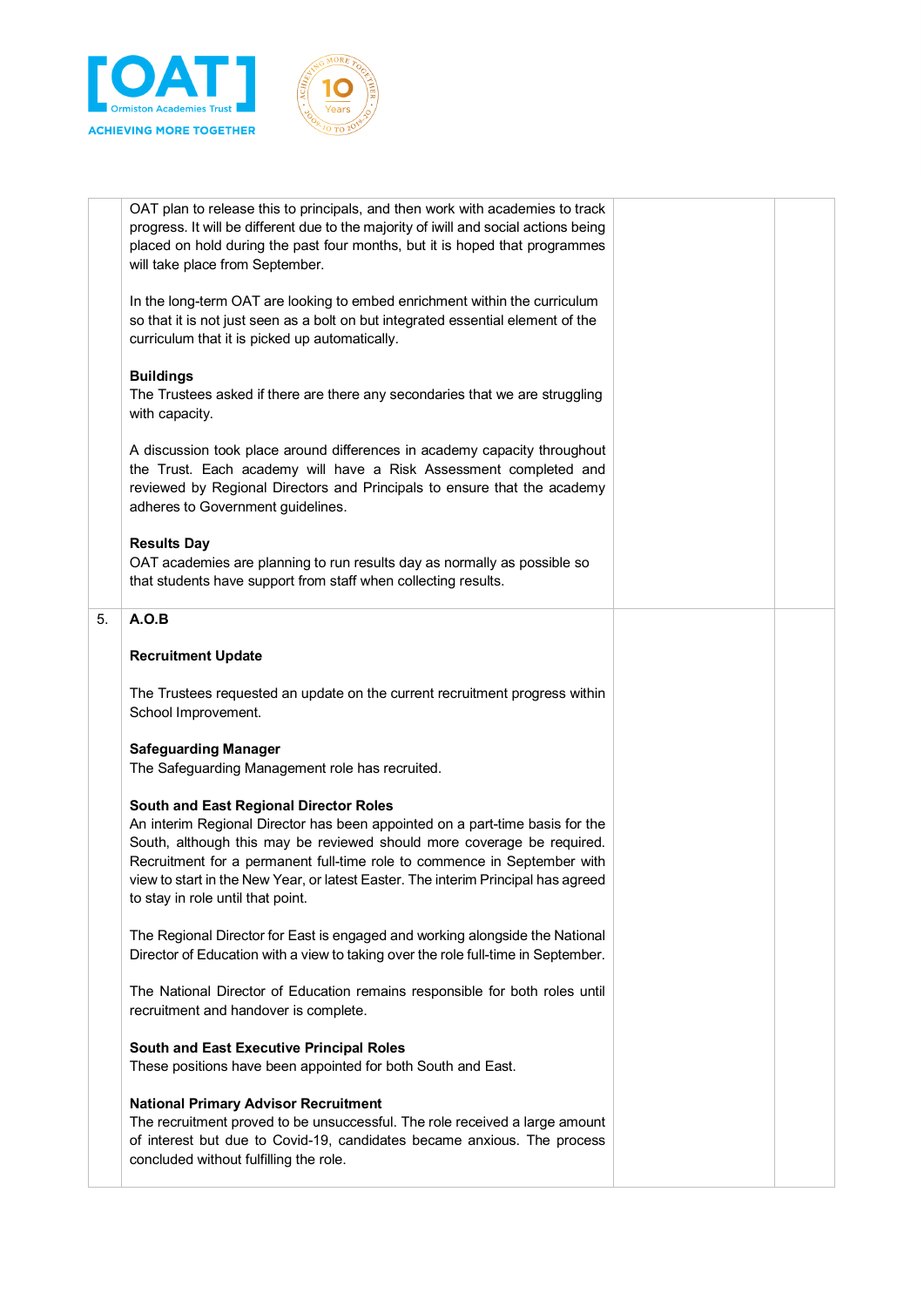| | | | |
|---|---|---|---|
| | OAT plan to release this to principals, and then work with academies to track progress. It will be different due to the majority of iwill and social actions being placed on hold during the past four months, but it is hoped that programmes will take place from September.<br><br>In the long-term OAT are looking to embed enrichment within the curriculum so that it is not just seen as a bolt on but integrated essential element of the curriculum that it is picked up automatically.<br><br>**Buildings**<br>The Trustees asked if there are there any secondaries that we are struggling with capacity.<br><br>A discussion took place around differences in academy capacity throughout the Trust. Each academy will have a Risk Assessment completed and reviewed by Regional Directors and Principals to ensure that the academy adheres to Government guidelines.<br><br>**Results Day**<br>OAT academies are planning to run results day as normally as possible so that students have support from staff when collecting results. | | |
| 5. | **A.O.B**<br><br>**Recruitment Update**<br><br>The Trustees requested an update on the current recruitment progress within School Improvement.<br><br>**Safeguarding Manager**<br>The Safeguarding Management role has recruited.<br><br>**South and East Regional Director Roles**<br>An interim Regional Director has been appointed on a part-time basis for the South, although this may be reviewed should more coverage be required. Recruitment for a permanent full-time role to commence in September with view to start in the New Year, or latest Easter. The interim Principal has agreed to stay in role until that point.<br><br>The Regional Director for East is engaged and working alongside the National Director of Education with a view to taking over the role full-time in September.<br><br>The National Director of Education remains responsible for both roles until recruitment and handover is complete.<br><br>**South and East Executive Principal Roles**<br>These positions have been appointed for both South and East.<br><br>**National Primary Advisor Recruitment**<br>The recruitment proved to be unsuccessful. The role received a large amount of interest but due to Covid-19, candidates became anxious. The process concluded without fulfilling the role. | | |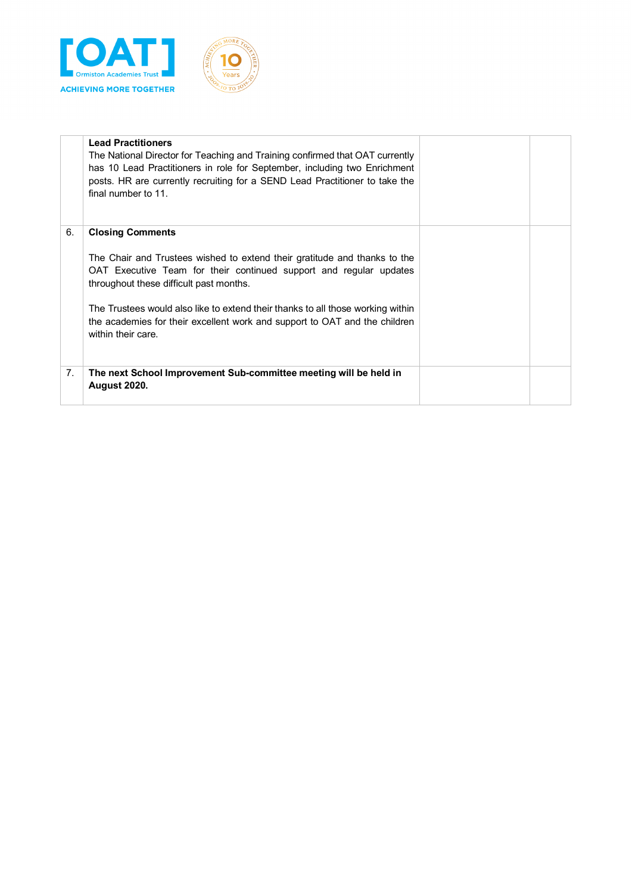| | | | |
|---|---|---|---|
| | **Lead Practitioners**<br>The National Director for Teaching and Training confirmed that OAT currently has 10 Lead Practitioners in role for September, including two Enrichment posts. HR are currently recruiting for a SEND Lead Practitioner to take the final number to 11. | | |
| 6. | **Closing Comments**<br><br>The Chair and Trustees wished to extend their gratitude and thanks to the OAT Executive Team for their continued support and regular updates throughout these difficult past months.<br><br>The Trustees would also like to extend their thanks to all those working within the academies for their excellent work and support to OAT and the children within their care. | | |
| 7. | **The next School Improvement Sub-committee meeting will be held in August 2020.** | | |